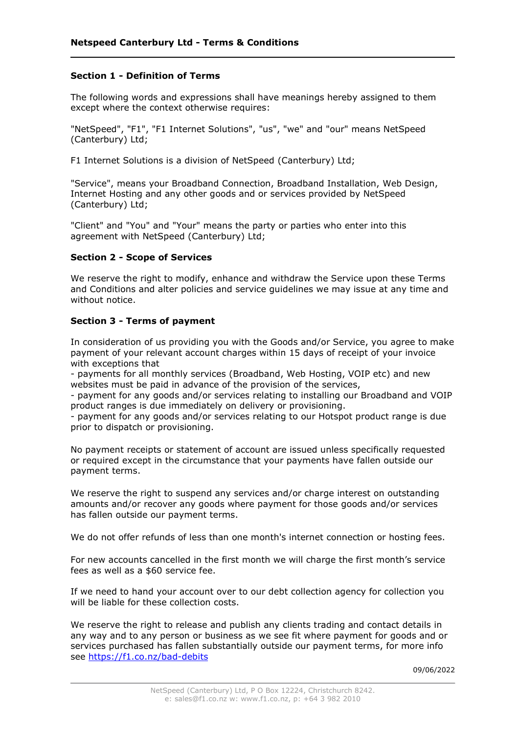# Netspeed Canterbury Ltd - Terms & Conditions

## Section 1 - Definition of Terms

The following words and expressions shall have meanings hereby assigned to them except where the context otherwise requires:

"NetSpeed", "F1", "F1 Internet Solutions", "us", "we" and "our" means NetSpeed (Canterbury) Ltd;

F1 Internet Solutions is a division of NetSpeed (Canterbury) Ltd;

"Service", means your Broadband Connection, Broadband Installation, Web Design, Internet Hosting and any other goods and or services provided by NetSpeed (Canterbury) Ltd;

"Client" and "You" and "Your" means the party or parties who enter into this agreement with NetSpeed (Canterbury) Ltd;

## Section 2 - Scope of Services

We reserve the right to modify, enhance and withdraw the Service upon these Terms and Conditions and alter policies and service guidelines we may issue at any time and without notice.

## Section 3 - Terms of payment

In consideration of us providing you with the Goods and/or Service, you agree to make payment of your relevant account charges within 15 days of receipt of your invoice with exceptions that

- payments for all monthly services (Broadband, Web Hosting, VOIP etc) and new websites must be paid in advance of the provision of the services,
- payment for any goods and/or services relating to installing our Broadband and VOIP product ranges is due immediately on delivery or provisioning.
- payment for any goods and/or services relating to our Hotspot product range is due prior to dispatch or provisioning.

No payment receipts or statement of account are issued unless specifically requested or required except in the circumstance that your payments have fallen outside our payment terms.

We reserve the right to suspend any services and/or charge interest on outstanding amounts and/or recover any goods where payment for those goods and/or services has fallen outside our payment terms.

We do not offer refunds of less than one month's internet connection or hosting fees.

For new accounts cancelled in the first month we will charge the first month's service fees as well as a $60 service fee.

If we need to hand your account over to our debt collection agency for collection you will be liable for these collection costs.

We reserve the right to release and publish any clients trading and contact details in any way and to any person or business as we see fit where payment for goods and or services purchased has fallen substantially outside our payment terms, for more info see [https://f1.co.nz/bad-debits](https://f1.co.nz/bad-debits)

09/06/2022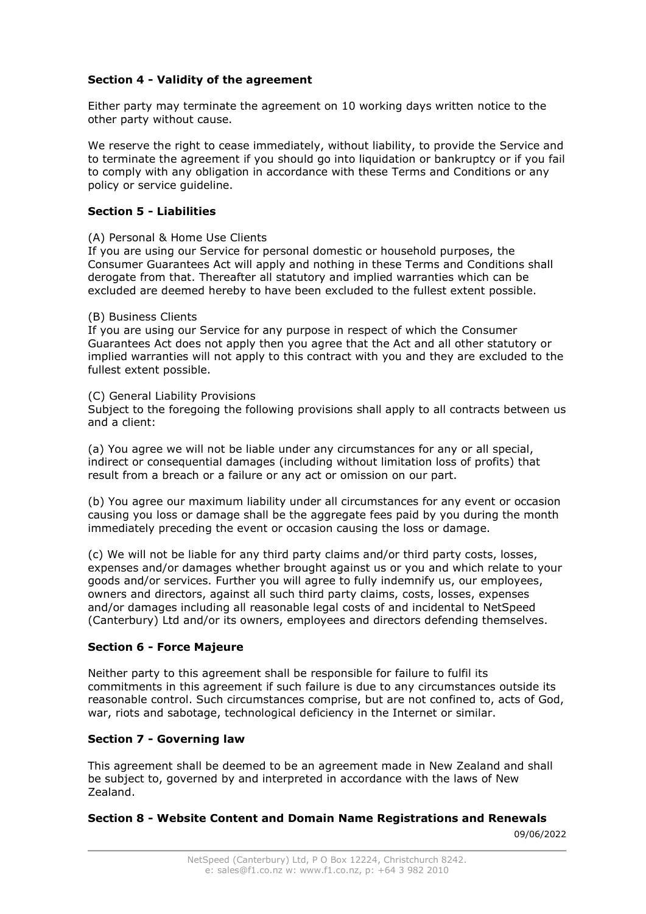**Section 4 - Validity of the agreement**

Either party may terminate the agreement on 10 working days written notice to the other party without cause.

We reserve the right to cease immediately, without liability, to provide the Service and to terminate the agreement if you should go into liquidation or bankruptcy or if you fail to comply with any obligation in accordance with these Terms and Conditions or any policy or service guideline.

**Section 5 - Liabilities**

(A) Personal & Home Use Clients
If you are using our Service for personal domestic or household purposes, the Consumer Guarantees Act will apply and nothing in these Terms and Conditions shall derogate from that. Thereafter all statutory and implied warranties which can be excluded are deemed hereby to have been excluded to the fullest extent possible.

(B) Business Clients
If you are using our Service for any purpose in respect of which the Consumer Guarantees Act does not apply then you agree that the Act and all other statutory or implied warranties will not apply to this contract with you and they are excluded to the fullest extent possible.

(C) General Liability Provisions
Subject to the foregoing the following provisions shall apply to all contracts between us and a client:

(a) You agree we will not be liable under any circumstances for any or all special, indirect or consequential damages (including without limitation loss of profits) that result from a breach or a failure or any act or omission on our part.

(b) You agree our maximum liability under all circumstances for any event or occasion causing you loss or damage shall be the aggregate fees paid by you during the month immediately preceding the event or occasion causing the loss or damage.

(c) We will not be liable for any third party claims and/or third party costs, losses, expenses and/or damages whether brought against us or you and which relate to your goods and/or services. Further you will agree to fully indemnify us, our employees, owners and directors, against all such third party claims, costs, losses, expenses and/or damages including all reasonable legal costs of and incidental to NetSpeed (Canterbury) Ltd and/or its owners, employees and directors defending themselves.

**Section 6 - Force Majeure**

Neither party to this agreement shall be responsible for failure to fulfil its commitments in this agreement if such failure is due to any circumstances outside its reasonable control. Such circumstances comprise, but are not confined to, acts of God, war, riots and sabotage, technological deficiency in the Internet or similar.

**Section 7 - Governing law**

This agreement shall be deemed to be an agreement made in New Zealand and shall be subject to, governed by and interpreted in accordance with the laws of New Zealand.

**Section 8 - Website Content and Domain Name Registrations and Renewals**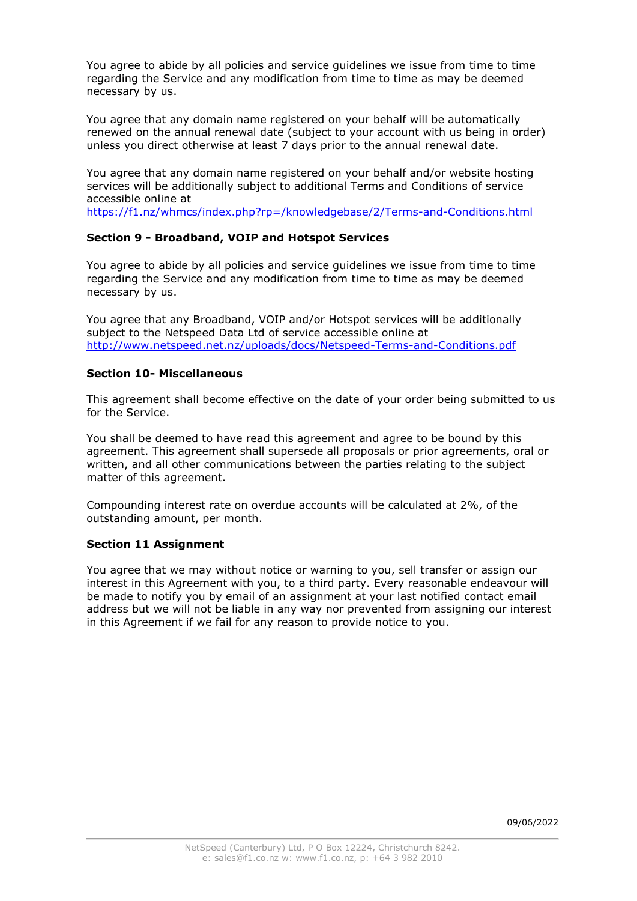You agree to abide by all policies and service guidelines we issue from time to time regarding the Service and any modification from time to time as may be deemed necessary by us.

You agree that any domain name registered on your behalf will be automatically renewed on the annual renewal date (subject to your account with us being in order) unless you direct otherwise at least 7 days prior to the annual renewal date.

You agree that any domain name registered on your behalf and/or website hosting services will be additionally subject to additional Terms and Conditions of service accessible online at https://f1.nz/whmcs/index.php?rp=/knowledgebase/2/Terms-and-Conditions.html

**Section 9 - Broadband, VOIP and Hotspot Services**

You agree to abide by all policies and service guidelines we issue from time to time regarding the Service and any modification from time to time as may be deemed necessary by us.

You agree that any Broadband, VOIP and/or Hotspot services will be additionally subject to the Netspeed Data Ltd of service accessible online at http://www.netspeed.net.nz/uploads/docs/Netspeed-Terms-and-Conditions.pdf

**Section 10- Miscellaneous**

This agreement shall become effective on the date of your order being submitted to us for the Service.

You shall be deemed to have read this agreement and agree to be bound by this agreement. This agreement shall supersede all proposals or prior agreements, oral or written, and all other communications between the parties relating to the subject matter of this agreement.

Compounding interest rate on overdue accounts will be calculated at 2%, of the outstanding amount, per month.

**Section 11 Assignment**

You agree that we may without notice or warning to you, sell transfer or assign our interest in this Agreement with you, to a third party. Every reasonable endeavour will be made to notify you by email of an assignment at your last notified contact email address but we will not be liable in any way nor prevented from assigning our interest in this Agreement if we fail for any reason to provide notice to you.

09/06/2022